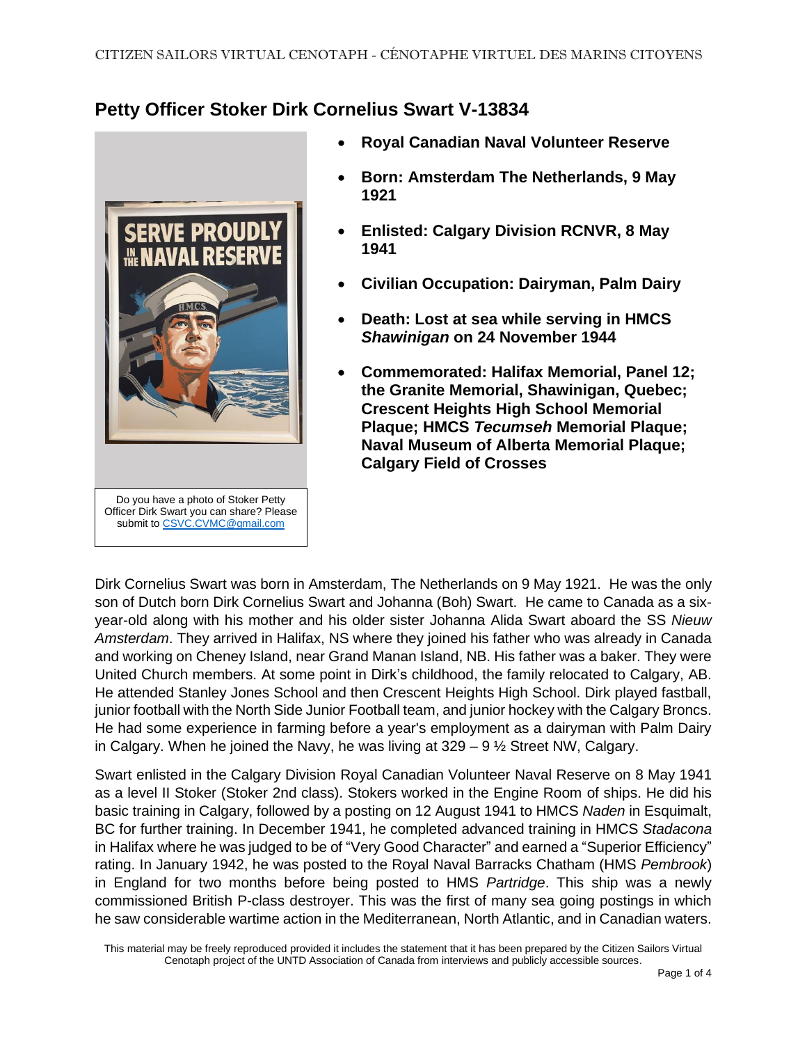# Petty Officer Stoker Dirk Cornelius Swart V-13834

- **Royal Canadian Naval Volunteer Reserve**
- **Born: Amsterdam The Netherlands, 9 May 1921**
- **Enlisted: Calgary Division RCNVR, 8 May 1941**
- **Civilian Occupation: Dairyman, Palm Dairy**
- **Death: Lost at sea while serving in HMCS *Shawinigan* on 24 November 1944**
- **Commemorated: Halifax Memorial, Panel 12; the Granite Memorial, Shawinigan, Quebec; Crescent Heights High School Memorial Plaque; HMCS *Tecumseh* Memorial Plaque; Naval Museum of Alberta Memorial Plaque; Calgary Field of Crosses**

Do you have a photo of Stoker Petty Officer Dirk Swart you can share? Please submit to CSVC.CVMC@gmail.com

Dirk Cornelius Swart was born in Amsterdam, The Netherlands on 9 May 1921. He was the only son of Dutch born Dirk Cornelius Swart and Johanna (Boh) Swart. He came to Canada as a six-year-old along with his mother and his older sister Johanna Alida Swart aboard the SS *Nieuw Amsterdam*. They arrived in Halifax, NS where they joined his father who was already in Canada and working on Cheney Island, near Grand Manan Island, NB. His father was a baker. They were United Church members. At some point in Dirk's childhood, the family relocated to Calgary, AB. He attended Stanley Jones School and then Crescent Heights High School. Dirk played fastball, junior football with the North Side Junior Football team, and junior hockey with the Calgary Broncs. He had some experience in farming before a year's employment as a dairyman with Palm Dairy in Calgary. When he joined the Navy, he was living at 329 – 9 ½ Street NW, Calgary.

Swart enlisted in the Calgary Division Royal Canadian Volunteer Naval Reserve on 8 May 1941 as a level II Stoker (Stoker 2nd class). Stokers worked in the Engine Room of ships. He did his basic training in Calgary, followed by a posting on 12 August 1941 to HMCS *Naden* in Esquimalt, BC for further training. In December 1941, he completed advanced training in HMCS *Stadacona* in Halifax where he was judged to be of "Very Good Character" and earned a "Superior Efficiency" rating. In January 1942, he was posted to the Royal Naval Barracks Chatham (HMS *Pembrook*) in England for two months before being posted to HMS *Partridge*. This ship was a newly commissioned British P-class destroyer. This was the first of many sea going postings in which he saw considerable wartime action in the Mediterranean, North Atlantic, and in Canadian waters.

This material may be freely reproduced provided it includes the statement that it has been prepared by the Citizen Sailors Virtual Cenotaph project of the UNTD Association of Canada from interviews and publicly accessible sources.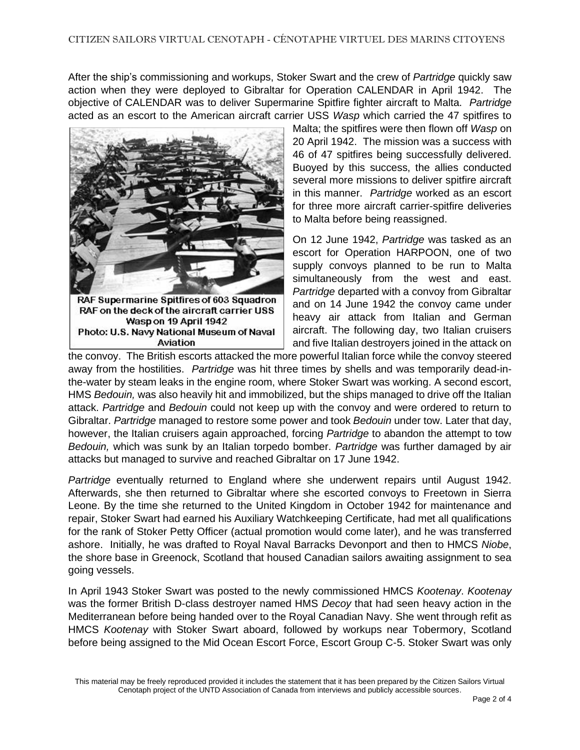After the ship's commissioning and workups, Stoker Swart and the crew of *Partridge* quickly saw action when they were deployed to Gibraltar for Operation CALENDAR in April 1942. The objective of CALENDAR was to deliver Supermarine Spitfire fighter aircraft to Malta. *Partridge* acted as an escort to the American aircraft carrier USS *Wasp* which carried the 47 spitfires to Malta; the spitfires were then flown off *Wasp* on 20 April 1942. The mission was a success with 46 of 47 spitfires being successfully delivered. Buoyed by this success, the allies conducted several more missions to deliver spitfire aircraft in this manner. *Partridge* worked as an escort for three more aircraft carrier-spitfire deliveries to Malta before being reassigned.

RAF Supermarine Spitfires of 603 Squadron RAF on the deck of the aircraft carrier USS Wasp on 19 April 1942
Photo: U.S. Navy National Museum of Naval Aviation

On 12 June 1942, *Partridge* was tasked as an escort for Operation HARPOON, one of two supply convoys planned to be run to Malta simultaneously from the west and east. *Partridge* departed with a convoy from Gibraltar and on 14 June 1942 the convoy came under heavy air attack from Italian and German aircraft. The following day, two Italian cruisers and five Italian destroyers joined in the attack on the convoy. The British escorts attacked the more powerful Italian force while the convoy steered away from the hostilities. *Partridge* was hit three times by shells and was temporarily dead-in-the-water by steam leaks in the engine room, where Stoker Swart was working. A second escort, HMS *Bedouin,* was also heavily hit and immobilized, but the ships managed to drive off the Italian attack. *Partridge* and *Bedouin* could not keep up with the convoy and were ordered to return to Gibraltar. *Partridge* managed to restore some power and took *Bedouin* under tow. Later that day, however, the Italian cruisers again approached, forcing *Partridge* to abandon the attempt to tow *Bedouin,* which was sunk by an Italian torpedo bomber. *Partridge* was further damaged by air attacks but managed to survive and reached Gibraltar on 17 June 1942.

*Partridge* eventually returned to England where she underwent repairs until August 1942. Afterwards, she then returned to Gibraltar where she escorted convoys to Freetown in Sierra Leone. By the time she returned to the United Kingdom in October 1942 for maintenance and repair, Stoker Swart had earned his Auxiliary Watchkeeping Certificate, had met all qualifications for the rank of Stoker Petty Officer (actual promotion would come later), and he was transferred ashore. Initially, he was drafted to Royal Naval Barracks Devonport and then to HMCS *Niobe*, the shore base in Greenock, Scotland that housed Canadian sailors awaiting assignment to sea going vessels.

In April 1943 Stoker Swart was posted to the newly commissioned HMCS *Kootenay*. *Kootenay* was the former British D-class destroyer named HMS *Decoy* that had seen heavy action in the Mediterranean before being handed over to the Royal Canadian Navy. She went through refit as HMCS *Kootenay* with Stoker Swart aboard, followed by workups near Tobermory, Scotland before being assigned to the Mid Ocean Escort Force, Escort Group C-5. Stoker Swart was only

This material may be freely reproduced provided it includes the statement that it has been prepared by the Citizen Sailors Virtual Cenotaph project of the UNTD Association of Canada from interviews and publicly accessible sources.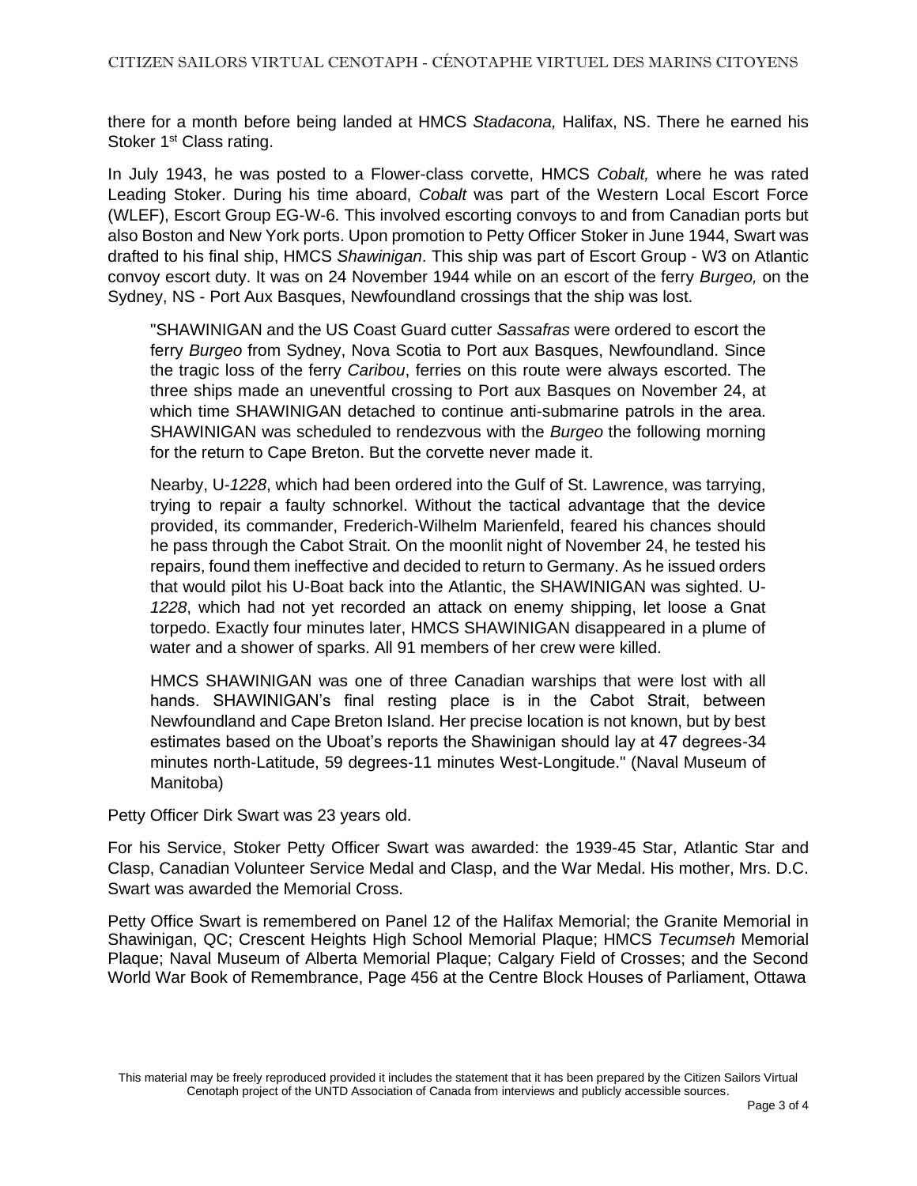there for a month before being landed at HMCS *Stadacona,* Halifax, NS. There he earned his Stoker 1st Class rating.

In July 1943, he was posted to a Flower-class corvette, HMCS *Cobalt,* where he was rated Leading Stoker. During his time aboard, *Cobalt* was part of the Western Local Escort Force (WLEF), Escort Group EG-W-6. This involved escorting convoys to and from Canadian ports but also Boston and New York ports. Upon promotion to Petty Officer Stoker in June 1944, Swart was drafted to his final ship, HMCS *Shawinigan*. This ship was part of Escort Group - W3 on Atlantic convoy escort duty. It was on 24 November 1944 while on an escort of the ferry *Burgeo,* on the Sydney, NS - Port Aux Basques, Newfoundland crossings that the ship was lost.

> "SHAWINIGAN and the US Coast Guard cutter *Sassafras* were ordered to escort the ferry *Burgeo* from Sydney, Nova Scotia to Port aux Basques, Newfoundland. Since the tragic loss of the ferry *Caribou*, ferries on this route were always escorted. The three ships made an uneventful crossing to Port aux Basques on November 24, at which time SHAWINIGAN detached to continue anti-submarine patrols in the area. SHAWINIGAN was scheduled to rendezvous with the *Burgeo* the following morning for the return to Cape Breton. But the corvette never made it.
>
> Nearby, U-*1228*, which had been ordered into the Gulf of St. Lawrence, was tarrying, trying to repair a faulty schnorkel. Without the tactical advantage that the device provided, its commander, Frederich-Wilhelm Marienfeld, feared his chances should he pass through the Cabot Strait. On the moonlit night of November 24, he tested his repairs, found them ineffective and decided to return to Germany. As he issued orders that would pilot his U-Boat back into the Atlantic, the SHAWINIGAN was sighted. U-*1228*, which had not yet recorded an attack on enemy shipping, let loose a Gnat torpedo. Exactly four minutes later, HMCS SHAWINIGAN disappeared in a plume of water and a shower of sparks. All 91 members of her crew were killed.
>
> HMCS SHAWINIGAN was one of three Canadian warships that were lost with all hands. SHAWINIGAN's final resting place is in the Cabot Strait, between Newfoundland and Cape Breton Island. Her precise location is not known, but by best estimates based on the Uboat's reports the Shawinigan should lay at 47 degrees-34 minutes north-Latitude, 59 degrees-11 minutes West-Longitude." (Naval Museum of Manitoba)

Petty Officer Dirk Swart was 23 years old.

For his Service, Stoker Petty Officer Swart was awarded: the 1939-45 Star, Atlantic Star and Clasp, Canadian Volunteer Service Medal and Clasp, and the War Medal. His mother, Mrs. D.C. Swart was awarded the Memorial Cross.

Petty Office Swart is remembered on Panel 12 of the Halifax Memorial; the Granite Memorial in Shawinigan, QC; Crescent Heights High School Memorial Plaque; HMCS *Tecumseh* Memorial Plaque; Naval Museum of Alberta Memorial Plaque; Calgary Field of Crosses; and the Second World War Book of Remembrance, Page 456 at the Centre Block Houses of Parliament, Ottawa

This material may be freely reproduced provided it includes the statement that it has been prepared by the Citizen Sailors Virtual Cenotaph project of the UNTD Association of Canada from interviews and publicly accessible sources.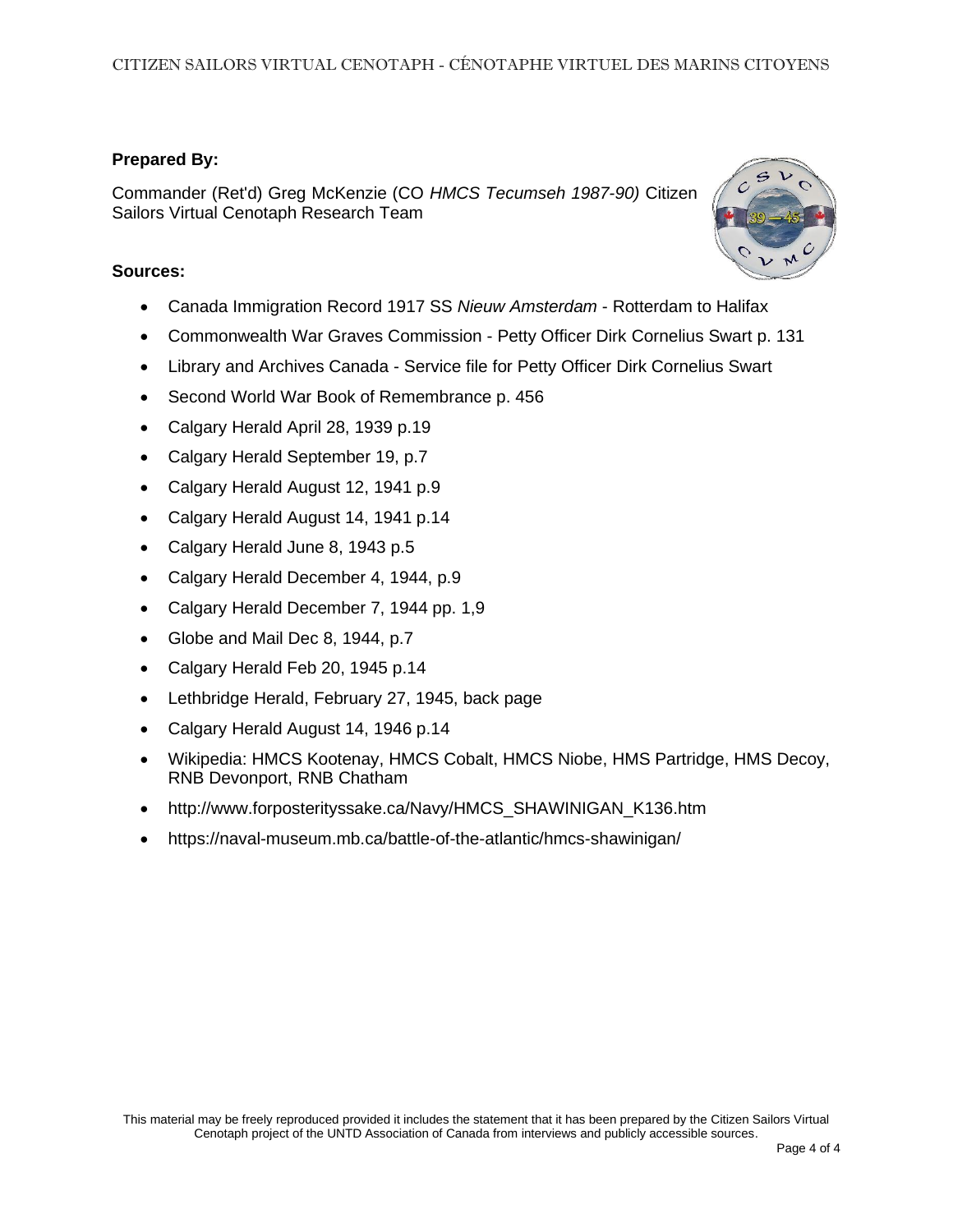**Prepared By:**

Commander (Ret'd) Greg McKenzie (CO *HMCS Tecumseh 1987-90)* Citizen Sailors Virtual Cenotaph Research Team

**Sources:**

- Canada Immigration Record 1917 SS *Nieuw Amsterdam* - Rotterdam to Halifax
- Commonwealth War Graves Commission - Petty Officer Dirk Cornelius Swart p. 131
- Library and Archives Canada - Service file for Petty Officer Dirk Cornelius Swart
- Second World War Book of Remembrance p. 456
- Calgary Herald April 28, 1939 p.19
- Calgary Herald September 19, p.7
- Calgary Herald August 12, 1941 p.9
- Calgary Herald August 14, 1941 p.14
- Calgary Herald June 8, 1943 p.5
- Calgary Herald December 4, 1944, p.9
- Calgary Herald December 7, 1944 pp. 1,9
- Globe and Mail Dec 8, 1944, p.7
- Calgary Herald Feb 20, 1945 p.14
- Lethbridge Herald, February 27, 1945, back page
- Calgary Herald August 14, 1946 p.14
- Wikipedia: HMCS Kootenay, HMCS Cobalt, HMCS Niobe, HMS Partridge, HMS Decoy, RNB Devonport, RNB Chatham
- http://www.forposterityssake.ca/Navy/HMCS_SHAWINIGAN_K136.htm
- https://naval-museum.mb.ca/battle-of-the-atlantic/hmcs-shawinigan/

This material may be freely reproduced provided it includes the statement that it has been prepared by the Citizen Sailors Virtual Cenotaph project of the UNTD Association of Canada from interviews and publicly accessible sources.